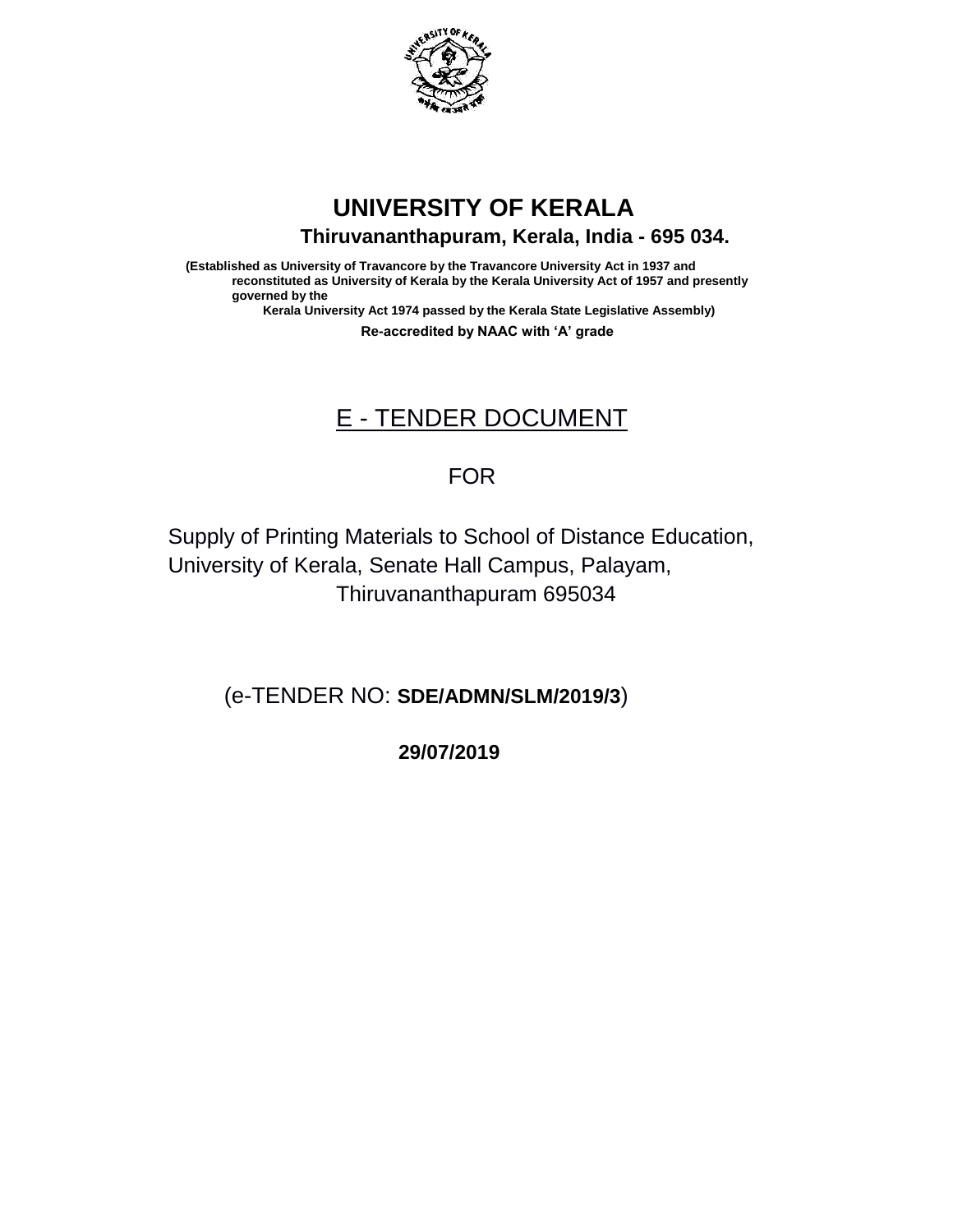# UNIVERSITY OF KERALA

**Thiruvananthapuram, Kerala, India - 695 034.**

**(Established as University of Travancore by the Travancore University Act in 1937 and reconstituted as University of Kerala by the Kerala University Act of 1957 and presently governed by the Kerala University Act 1974 passed by the Kerala State Legislative Assembly)**

**Re-accredited by NAAC with 'A' grade**

## E - TENDER DOCUMENT

FOR

Supply of Printing Materials to School of Distance Education, University of Kerala, Senate Hall Campus, Palayam, Thiruvananthapuram 695034

(e-TENDER NO: **SDE/ADMN/SLM/2019/3**)

**29/07/2019**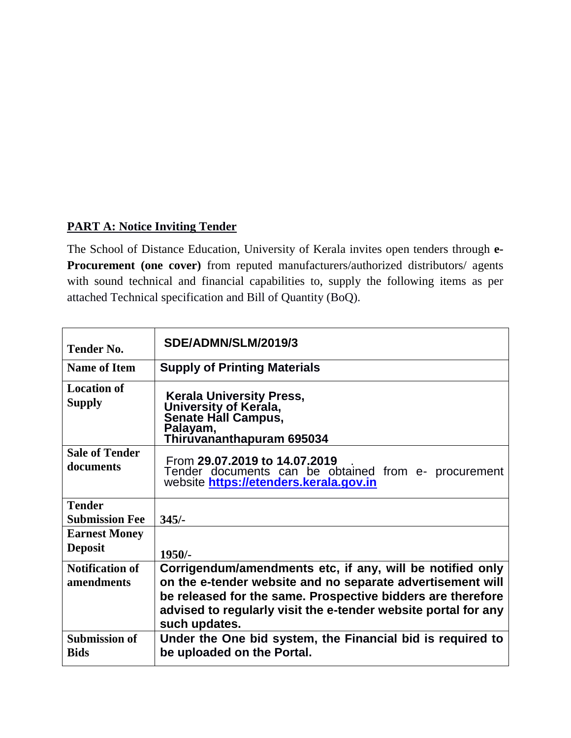**PART A: Notice Inviting Tender**

The School of Distance Education, University of Kerala invites open tenders through **e-Procurement (one cover)** from reputed manufacturers/authorized distributors/ agents with sound technical and financial capabilities to, supply the following items as per attached Technical specification and Bill of Quantity (BoQ).

| **Tender No.** | **SDE/ADMN/SLM/2019/3** |
|---|---|
| **Name of Item** | **Supply of Printing Materials** |
| **Location of Supply** | **Kerala University Press, University of Kerala, Senate Hall Campus, Palayam, Thiruvananthapuram 695034** |
| **Sale of Tender documents** | From **29.07.2019 to 14.07.2019** . Tender documents can be obtained from e- procurement website **https://etenders.kerala.gov.in** |
| **Tender Submission Fee** | **345/-** |
| **Earnest Money Deposit** | **1950/-** |
| **Notification of amendments** | **Corrigendum/amendments etc, if any, will be notified only on the e-tender website and no separate advertisement will be released for the same. Prospective bidders are therefore advised to regularly visit the e-tender website portal for any such updates.** |
| **Submission of Bids** | **Under the One bid system, the Financial bid is required to be uploaded on the Portal.** |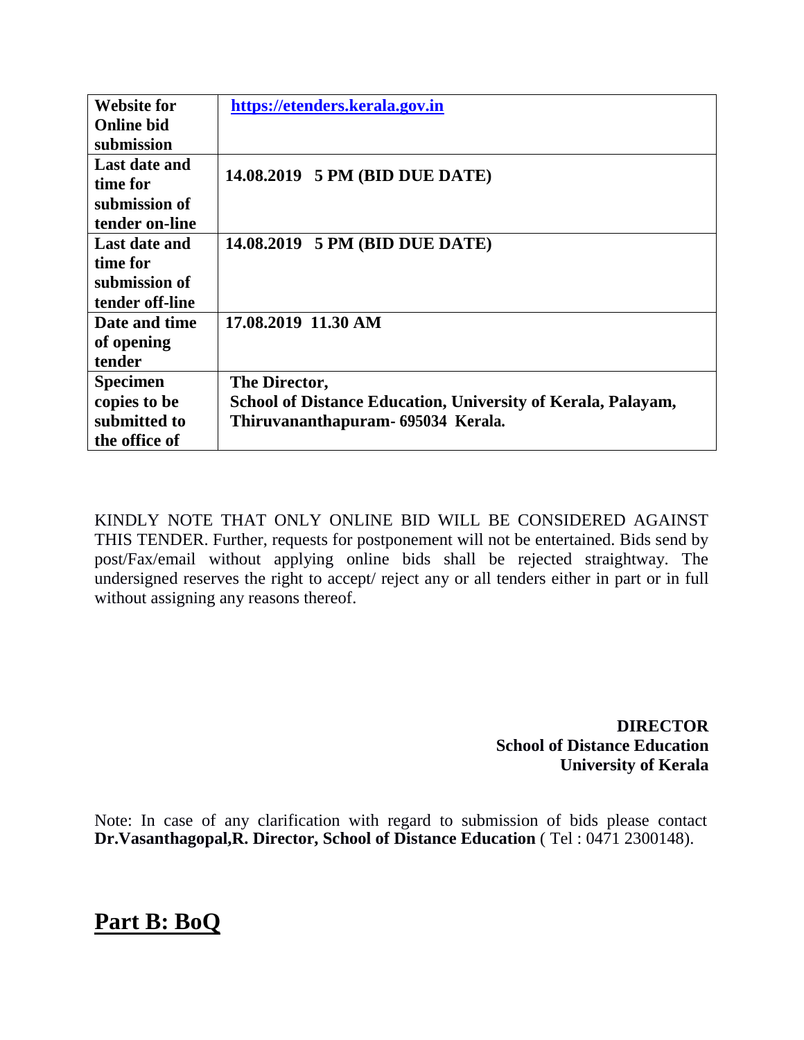| **Website for Online bid submission** | **[https://etenders.kerala.gov.in](https://etenders.kerala.gov.in)** |
|---|---|
| **Last date and time for submission of tender on-line** | **14.08.2019 5 PM (BID DUE DATE)** |
| **Last date and time for submission of tender off-line** | **14.08.2019 5 PM (BID DUE DATE)** |
| **Date and time of opening tender** | **17.08.2019 11.30 AM** |
| **Specimen copies to be submitted to the office of** | **The Director,<br>School of Distance Education, University of Kerala, Palayam, Thiruvananthapuram- 695034 Kerala.** |

KINDLY NOTE THAT ONLY ONLINE BID WILL BE CONSIDERED AGAINST THIS TENDER. Further, requests for postponement will not be entertained. Bids send by post/Fax/email without applying online bids shall be rejected straightway. The undersigned reserves the right to accept/ reject any or all tenders either in part or in full without assigning any reasons thereof.

**DIRECTOR**
**School of Distance Education**
**University of Kerala**

Note: In case of any clarification with regard to submission of bids please contact **Dr.Vasanthagopal,R. Director, School of Distance Education** ( Tel : 0471 2300148).

# Part B: BoQ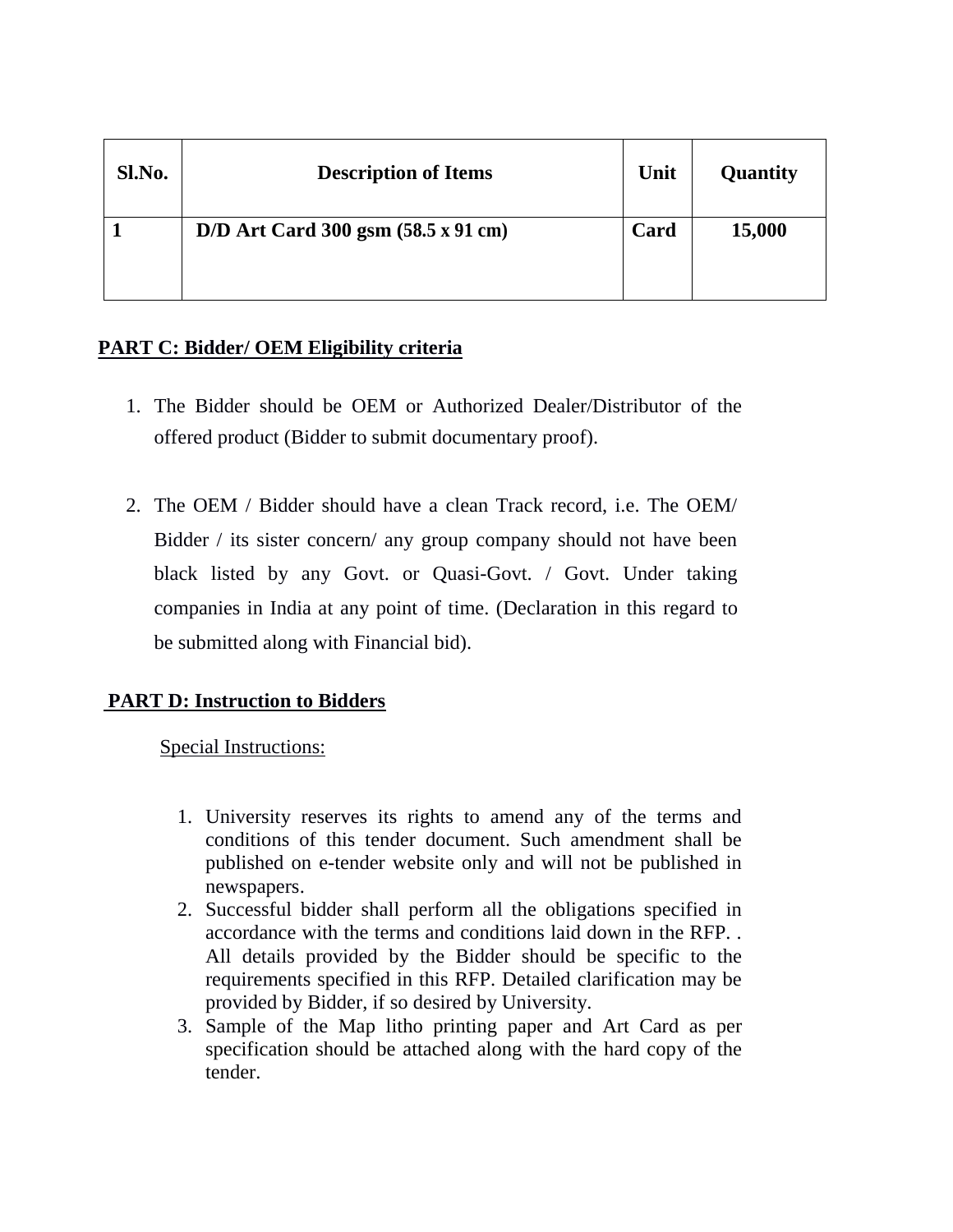| Sl.No. | Description of Items | Unit | Quantity |
|---|---|---|---|
| **1** | **D/D Art Card 300 gsm (58.5 x 91 cm)** | **Card** | **15,000** |

**PART C: Bidder/ OEM Eligibility criteria**

1. The Bidder should be OEM or Authorized Dealer/Distributor of the offered product (Bidder to submit documentary proof).

2. The OEM / Bidder should have a clean Track record, i.e. The OEM/ Bidder / its sister concern/ any group company should not have been black listed by any Govt. or Quasi-Govt. / Govt. Under taking companies in India at any point of time. (Declaration in this regard to be submitted along with Financial bid).

**PART D: Instruction to Bidders**

Special Instructions:

1. University reserves its rights to amend any of the terms and conditions of this tender document. Such amendment shall be published on e-tender website only and will not be published in newspapers.
2. Successful bidder shall perform all the obligations specified in accordance with the terms and conditions laid down in the RFP. . All details provided by the Bidder should be specific to the requirements specified in this RFP. Detailed clarification may be provided by Bidder, if so desired by University.
3. Sample of the Map litho printing paper and Art Card as per specification should be attached along with the hard copy of the tender.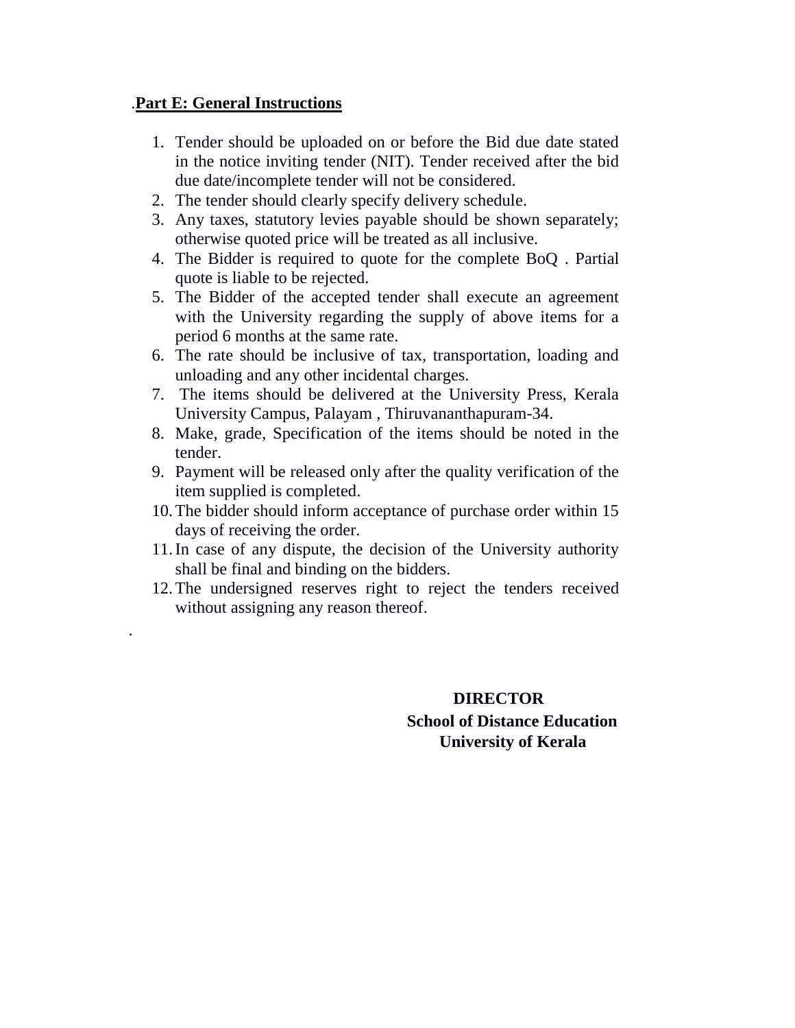.**Part E: General Instructions**

1. Tender should be uploaded on or before the Bid due date stated in the notice inviting tender (NIT). Tender received after the bid due date/incomplete tender will not be considered.
2. The tender should clearly specify delivery schedule.
3. Any taxes, statutory levies payable should be shown separately; otherwise quoted price will be treated as all inclusive.
4. The Bidder is required to quote for the complete BoQ . Partial quote is liable to be rejected.
5. The Bidder of the accepted tender shall execute an agreement with the University regarding the supply of above items for a period 6 months at the same rate.
6. The rate should be inclusive of tax, transportation, loading and unloading and any other incidental charges.
7. The items should be delivered at the University Press, Kerala University Campus, Palayam , Thiruvananthapuram-34.
8. Make, grade, Specification of the items should be noted in the tender.
9. Payment will be released only after the quality verification of the item supplied is completed.
10. The bidder should inform acceptance of purchase order within 15 days of receiving the order.
11. In case of any dispute, the decision of the University authority shall be final and binding on the bidders.
12. The undersigned reserves right to reject the tenders received without assigning any reason thereof.

.

**DIRECTOR**
**School of Distance Education**
**University of Kerala**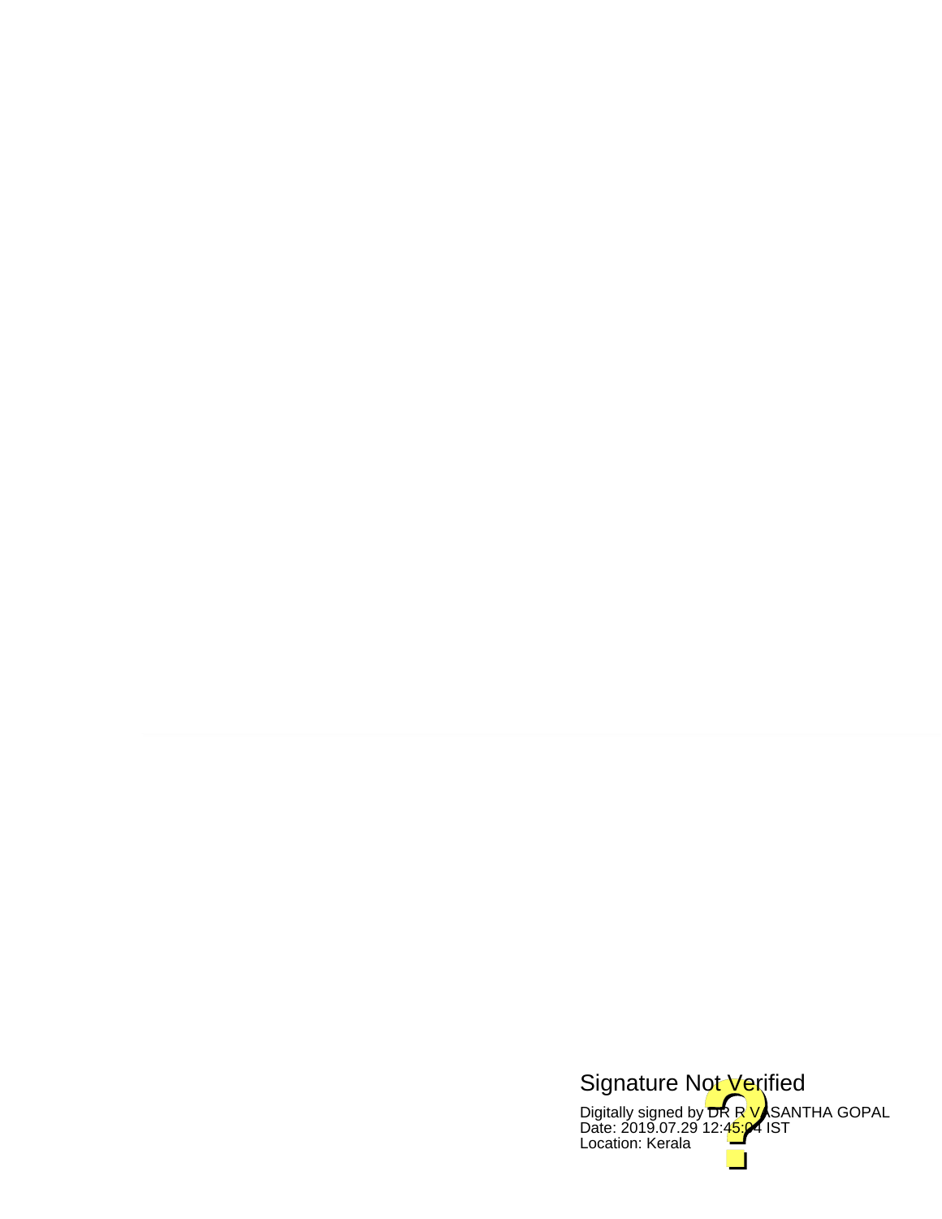Signature Not Verified

Digitally signed by DR R VASANTHA GOPAL
Date: 2019.07.29 12:45:04 IST
Location: Kerala